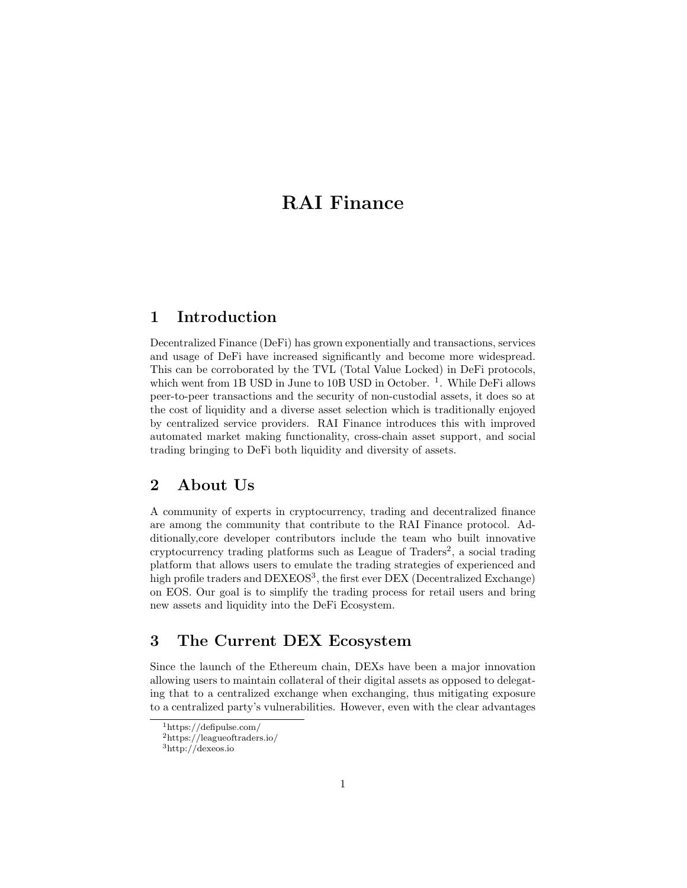# RAI Finance

## 1 Introduction

Decentralized Finance (DeFi) has grown exponentially and transactions, services and usage of DeFi have increased significantly and become more widespread. This can be corroborated by the TVL (Total Value Locked) in DeFi protocols, which went from 1B USD in June to 10B USD in October. [1]. While DeFi allows peer-to-peer transactions and the security of non-custodial assets, it does so at the cost of liquidity and a diverse asset selection which is traditionally enjoyed by centralized service providers. RAI Finance introduces this with improved automated market making functionality, cross-chain asset support, and social trading bringing to DeFi both liquidity and diversity of assets.

## 2 About Us

A community of experts in cryptocurrency, trading and decentralized finance are among the community that contribute to the RAI Finance protocol. Additionally,core developer contributors include the team who built innovative cryptocurrency trading platforms such as League of Traders[2], a social trading platform that allows users to emulate the trading strategies of experienced and high profile traders and DEXEOS[3], the first ever DEX (Decentralized Exchange) on EOS. Our goal is to simplify the trading process for retail users and bring new assets and liquidity into the DeFi Ecosystem.

## 3 The Current DEX Ecosystem

Since the launch of the Ethereum chain, DEXs have been a major innovation allowing users to maintain collateral of their digital assets as opposed to delegating that to a centralized exchange when exchanging, thus mitigating exposure to a centralized party's vulnerabilities. However, even with the clear advantages

[1] https://defipulse.com/

[2] https://leagueoftraders.io/

[3] http://dexeos.io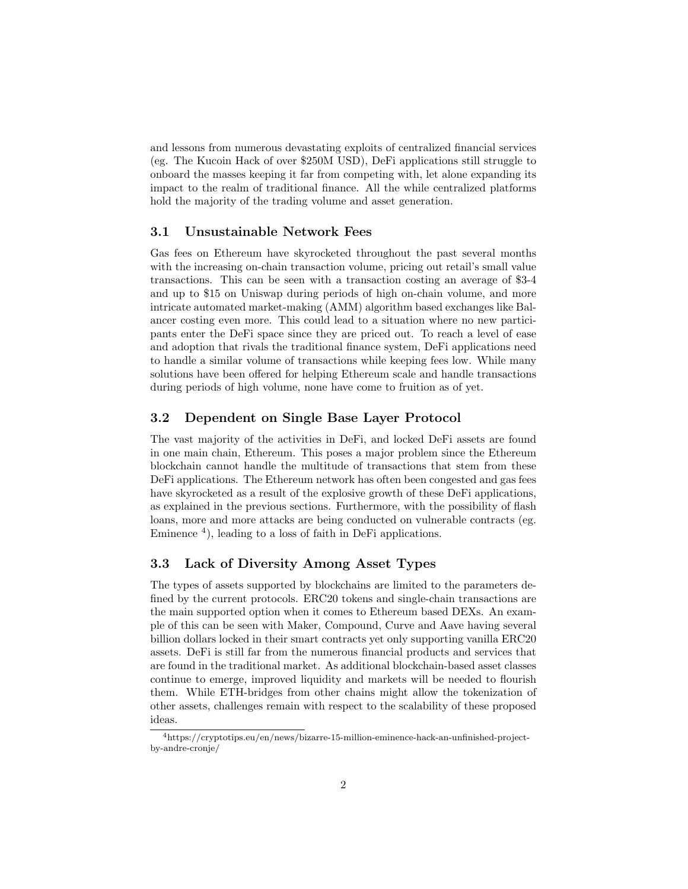and lessons from numerous devastating exploits of centralized financial services (eg. The Kucoin Hack of over $250M USD), DeFi applications still struggle to onboard the masses keeping it far from competing with, let alone expanding its impact to the realm of traditional finance. All the while centralized platforms hold the majority of the trading volume and asset generation.

### 3.1 Unsustainable Network Fees

Gas fees on Ethereum have skyrocketed throughout the past several months with the increasing on-chain transaction volume, pricing out retail's small value transactions. This can be seen with a transaction costing an average of $3-4 and up to $15 on Uniswap during periods of high on-chain volume, and more intricate automated market-making (AMM) algorithm based exchanges like Balancer costing even more. This could lead to a situation where no new participants enter the DeFi space since they are priced out. To reach a level of ease and adoption that rivals the traditional finance system, DeFi applications need to handle a similar volume of transactions while keeping fees low. While many solutions have been offered for helping Ethereum scale and handle transactions during periods of high volume, none have come to fruition as of yet.

### 3.2 Dependent on Single Base Layer Protocol

The vast majority of the activities in DeFi, and locked DeFi assets are found in one main chain, Ethereum. This poses a major problem since the Ethereum blockchain cannot handle the multitude of transactions that stem from these DeFi applications. The Ethereum network has often been congested and gas fees have skyrocketed as a result of the explosive growth of these DeFi applications, as explained in the previous sections. Furthermore, with the possibility of flash loans, more and more attacks are being conducted on vulnerable contracts (eg. Eminence [4]), leading to a loss of faith in DeFi applications.

### 3.3 Lack of Diversity Among Asset Types

The types of assets supported by blockchains are limited to the parameters defined by the current protocols. ERC20 tokens and single-chain transactions are the main supported option when it comes to Ethereum based DEXs. An example of this can be seen with Maker, Compound, Curve and Aave having several billion dollars locked in their smart contracts yet only supporting vanilla ERC20 assets. DeFi is still far from the numerous financial products and services that are found in the traditional market. As additional blockchain-based asset classes continue to emerge, improved liquidity and markets will be needed to flourish them. While ETH-bridges from other chains might allow the tokenization of other assets, challenges remain with respect to the scalability of these proposed ideas.

---

[4] https://cryptotips.eu/en/news/bizarre-15-million-eminence-hack-an-unfinished-project-by-andre-cronje/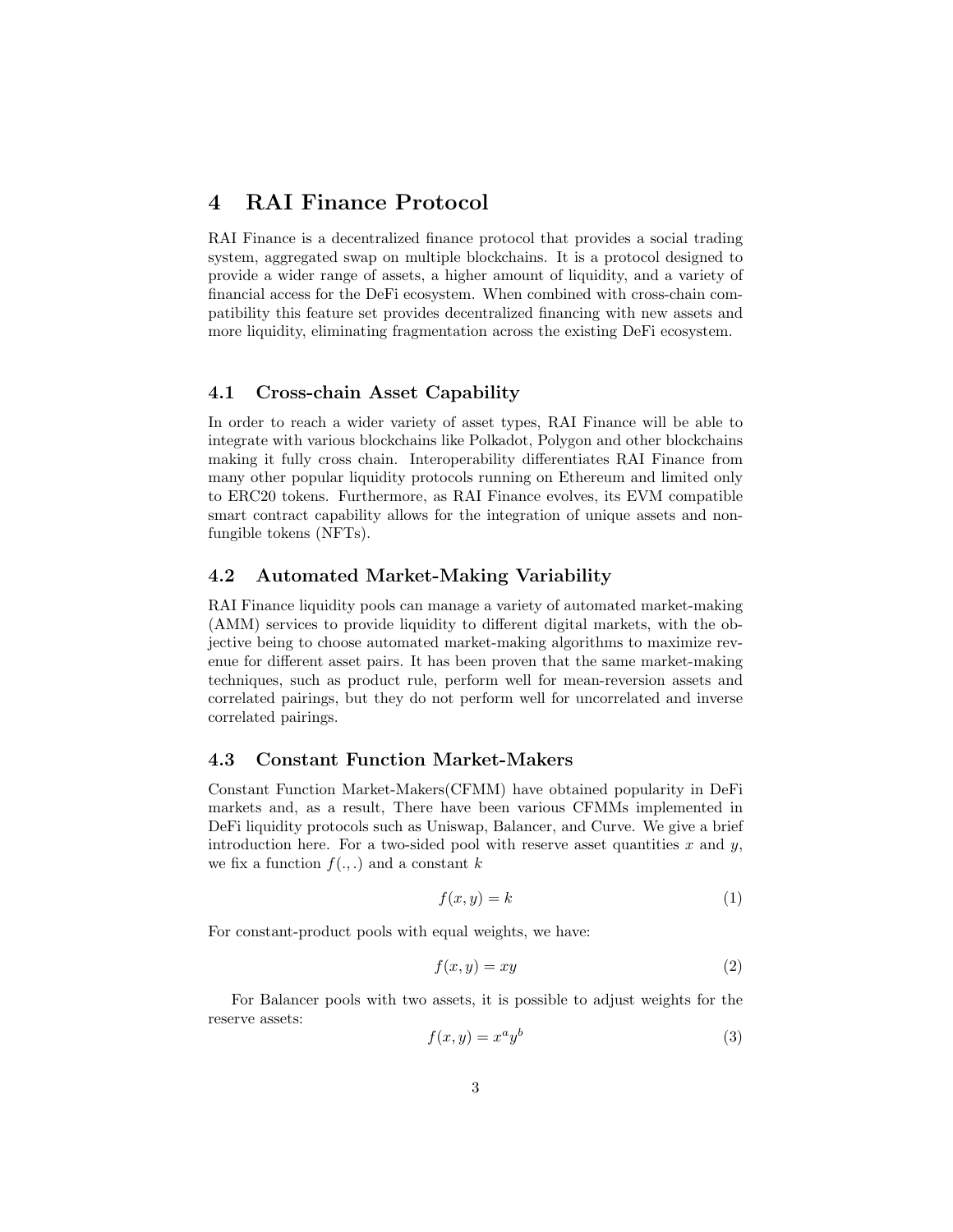# 4 RAI Finance Protocol

RAI Finance is a decentralized finance protocol that provides a social trading system, aggregated swap on multiple blockchains. It is a protocol designed to provide a wider range of assets, a higher amount of liquidity, and a variety of financial access for the DeFi ecosystem. When combined with cross-chain compatibility this feature set provides decentralized financing with new assets and more liquidity, eliminating fragmentation across the existing DeFi ecosystem.

## 4.1 Cross-chain Asset Capability

In order to reach a wider variety of asset types, RAI Finance will be able to integrate with various blockchains like Polkadot, Polygon and other blockchains making it fully cross chain. Interoperability differentiates RAI Finance from many other popular liquidity protocols running on Ethereum and limited only to ERC20 tokens. Furthermore, as RAI Finance evolves, its EVM compatible smart contract capability allows for the integration of unique assets and non-fungible tokens (NFTs).

## 4.2 Automated Market-Making Variability

RAI Finance liquidity pools can manage a variety of automated market-making (AMM) services to provide liquidity to different digital markets, with the objective being to choose automated market-making algorithms to maximize revenue for different asset pairs. It has been proven that the same market-making techniques, such as product rule, perform well for mean-reversion assets and correlated pairings, but they do not perform well for uncorrelated and inverse correlated pairings.

## 4.3 Constant Function Market-Makers

Constant Function Market-Makers(CFMM) have obtained popularity in DeFi markets and, as a result, There have been various CFMMs implemented in DeFi liquidity protocols such as Uniswap, Balancer, and Curve. We give a brief introduction here. For a two-sided pool with reserve asset quantities $x$ and $y$, we fix a function $f(.,.)$ and a constant $k$

$$f(x, y) = k \tag{1}$$

For constant-product pools with equal weights, we have:

$$f(x, y) = xy \tag{2}$$

For Balancer pools with two assets, it is possible to adjust weights for the reserve assets:

$$f(x, y) = x^a y^b \tag{3}$$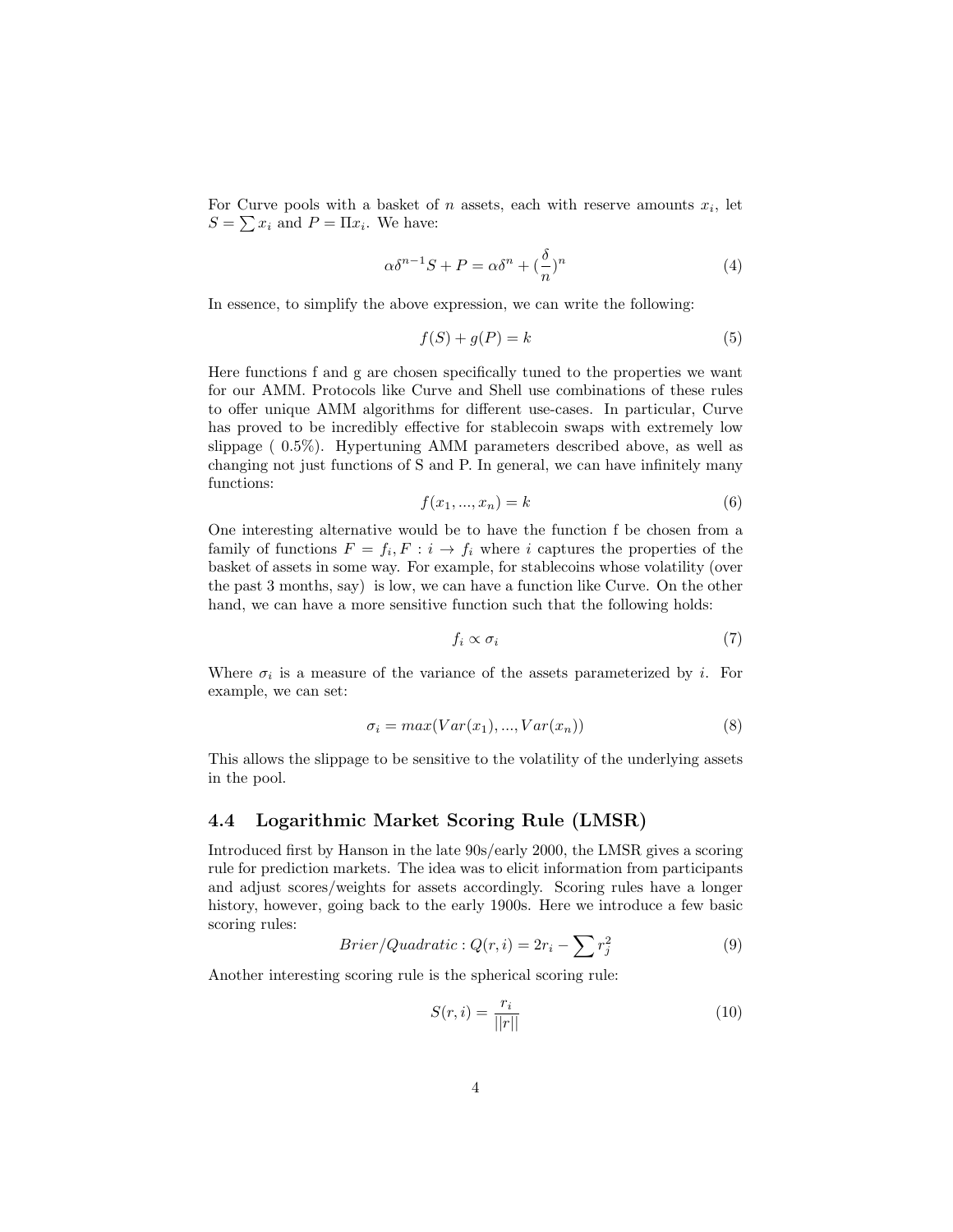For Curve pools with a basket of $n$ assets, each with reserve amounts $x_i$, let $S = \sum x_i$ and $P = \Pi x_i$. We have:

$$\alpha \delta^{n-1} S + P = \alpha \delta^n + (\frac{\delta}{n})^n \tag{4}$$

In essence, to simplify the above expression, we can write the following:

$$f(S) + g(P) = k \tag{5}$$

Here functions f and g are chosen specifically tuned to the properties we want for our AMM. Protocols like Curve and Shell use combinations of these rules to offer unique AMM algorithms for different use-cases. In particular, Curve has proved to be incredibly effective for stablecoin swaps with extremely low slippage ( 0.5%). Hypertuning AMM parameters described above, as well as changing not just functions of S and P. In general, we can have infinitely many functions:

$$f(x_1, ..., x_n) = k \tag{6}$$

One interesting alternative would be to have the function f be chosen from a family of functions $F = f_i, F : i \rightarrow f_i$ where $i$ captures the properties of the basket of assets in some way. For example, for stablecoins whose volatility (over the past 3 months, say) is low, we can have a function like Curve. On the other hand, we can have a more sensitive function such that the following holds:

$$f_i \propto \sigma_i \tag{7}$$

Where $\sigma_i$ is a measure of the variance of the assets parameterized by $i$. For example, we can set:

$$\sigma_i = max(Var(x_1), ..., Var(x_n)) \tag{8}$$

This allows the slippage to be sensitive to the volatility of the underlying assets in the pool.

### 4.4 Logarithmic Market Scoring Rule (LMSR)

Introduced first by Hanson in the late 90s/early 2000, the LMSR gives a scoring rule for prediction markets. The idea was to elicit information from participants and adjust scores/weights for assets accordingly. Scoring rules have a longer history, however, going back to the early 1900s. Here we introduce a few basic scoring rules:

$$Brier/Quadratic : Q(r, i) = 2r_i - \sum r_j^2 \tag{9}$$

Another interesting scoring rule is the spherical scoring rule:

$$S(r, i) = \frac{r_i}{||r||} \tag{10}$$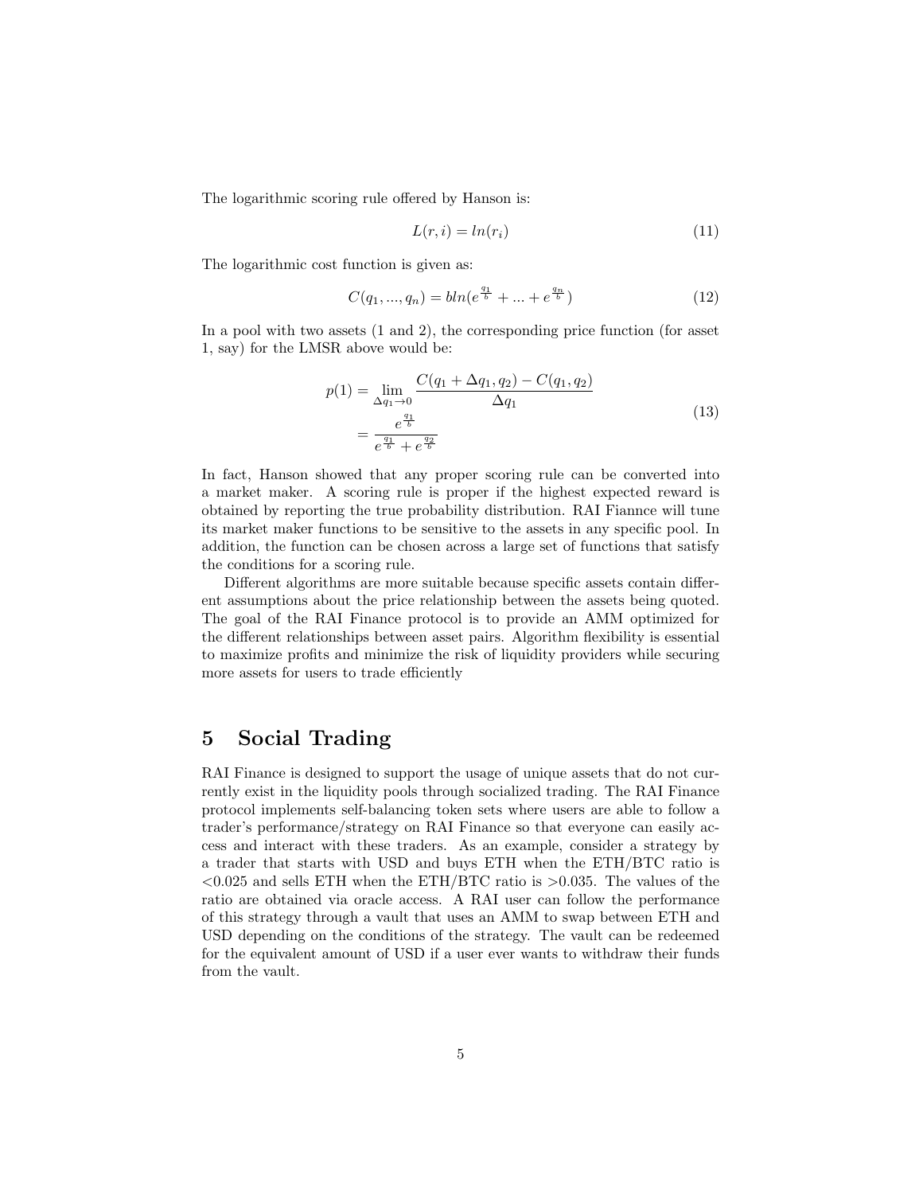The logarithmic scoring rule offered by Hanson is:

$$L(r, i) = ln(r_i) \tag{11}$$

The logarithmic cost function is given as:

$$C(q_1, ..., q_n) = bln(e^{\frac{q_1}{b}} + ... + e^{\frac{q_n}{b}}) \tag{12}$$

In a pool with two assets (1 and 2), the corresponding price function (for asset 1, say) for the LMSR above would be:

$$\begin{aligned} p(1) &= \lim_{\Delta q_1 \to 0} \frac{C(q_1 + \Delta q_1, q_2) - C(q_1, q_2)}{\Delta q_1} \\ &= \frac{e^{\frac{q_1}{b}}}{e^{\frac{q_1}{b}} + e^{\frac{q_2}{b}}} \end{aligned} \tag{13}$$

In fact, Hanson showed that any proper scoring rule can be converted into a market maker. A scoring rule is proper if the highest expected reward is obtained by reporting the true probability distribution. RAI Fiannce will tune its market maker functions to be sensitive to the assets in any specific pool. In addition, the function can be chosen across a large set of functions that satisfy the conditions for a scoring rule.

Different algorithms are more suitable because specific assets contain different assumptions about the price relationship between the assets being quoted. The goal of the RAI Finance protocol is to provide an AMM optimized for the different relationships between asset pairs. Algorithm flexibility is essential to maximize profits and minimize the risk of liquidity providers while securing more assets for users to trade efficiently

# 5 Social Trading

RAI Finance is designed to support the usage of unique assets that do not currently exist in the liquidity pools through socialized trading. The RAI Finance protocol implements self-balancing token sets where users are able to follow a trader's performance/strategy on RAI Finance so that everyone can easily access and interact with these traders. As an example, consider a strategy by a trader that starts with USD and buys ETH when the ETH/BTC ratio is $<0.025$ and sells ETH when the ETH/BTC ratio is $>0.035$. The values of the ratio are obtained via oracle access. A RAI user can follow the performance of this strategy through a vault that uses an AMM to swap between ETH and USD depending on the conditions of the strategy. The vault can be redeemed for the equivalent amount of USD if a user ever wants to withdraw their funds from the vault.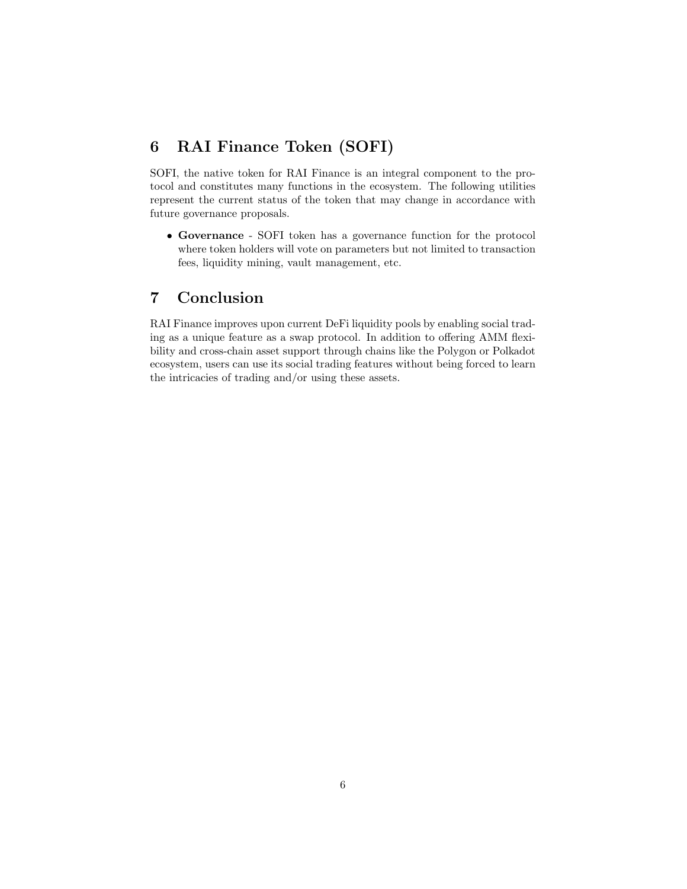## 6 RAI Finance Token (SOFI)

SOFI, the native token for RAI Finance is an integral component to the protocol and constitutes many functions in the ecosystem. The following utilities represent the current status of the token that may change in accordance with future governance proposals.

- **Governance** - SOFI token has a governance function for the protocol where token holders will vote on parameters but not limited to transaction fees, liquidity mining, vault management, etc.

## 7 Conclusion

RAI Finance improves upon current DeFi liquidity pools by enabling social trading as a unique feature as a swap protocol. In addition to offering AMM flexibility and cross-chain asset support through chains like the Polygon or Polkadot ecosystem, users can use its social trading features without being forced to learn the intricacies of trading and/or using these assets.